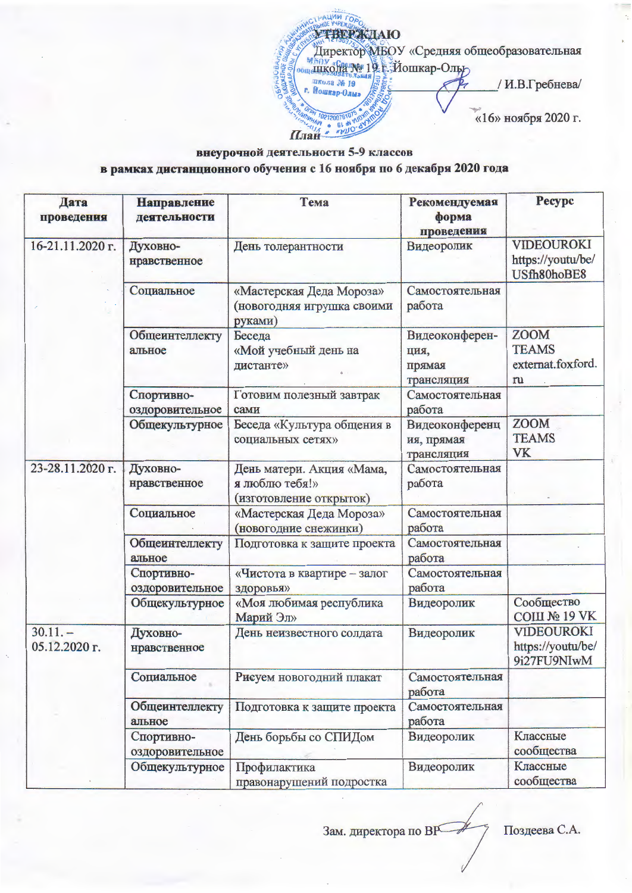**УТВЕРЖДАЮ**

Директор МБОУ «Средняя общеобразовательная школа № 19 г. Йошкар-Олы»

_______________ / И.В.Гребнева/

«16» ноября 2020 г.

**План**

**внеурочной деятельности 5-9 классов**

**в рамках дистанционного обучения с 16 ноября по 6 декабря 2020 года**

| Дата проведения | Направление деятельности | Тема | Рекомендуемая форма проведения | Ресурс |
|---|---|---|---|---|
| 16-21.11.2020 г. | Духовно-нравственное | День толерантности | Видеоролик | VIDEOUROKI https://youtu/be/USfh80hoBE8 |
| | Социальное | «Мастерская Деда Мороза» (новогодняя игрушка своими руками) | Самостоятельная работа | |
| | Общеинтеллектуальное | Беседа «Мой учебный день на дистанте» | Видеоконференция, прямая трансляция | ZOOM TEAMS externat.foxford.ru |
| | Спортивно-оздоровительное | Готовим полезный завтрак сами | Самостоятельная работа | |
| | Общекультурное | Беседа «Культура общения в социальных сетях» | Видеоконференция, прямая трансляция | ZOOM TEAMS VK |
| 23-28.11.2020 г. | Духовно-нравственное | День матери. Акция «Мама, я люблю тебя!» (изготовление открыток) | Самостоятельная работа | |
| | Социальное | «Мастерская Деда Мороза» (новогодние снежинки) | Самостоятельная работа | |
| | Общеинтеллектуальное | Подготовка к защите проекта | Самостоятельная работа | |
| | Спортивно-оздоровительное | «Чистота в квартире – залог здоровья» | Самостоятельная работа | |
| | Общекультурное | «Моя любимая республика Марий Эл» | Видеоролик | Сообщество СОШ № 19 VK |
| 30.11. – 05.12.2020 г. | Духовно-нравственное | День неизвестного солдата | Видеоролик | VIDEOUROKI https://youtu/be/9i27FU9NIwM |
| | Социальное | Рисуем новогодний плакат | Самостоятельная работа | |
| | Общеинтеллектуальное | Подготовка к защите проекта | Самостоятельная работа | |
| | Спортивно-оздоровительное | День борьбы со СПИДом | Видеоролик | Классные сообщества |
| | Общекультурное | Профилактика правонарушений подростка | Видеоролик | Классные сообщества |

Зам. директора по ВР _______ Поздеева С.А.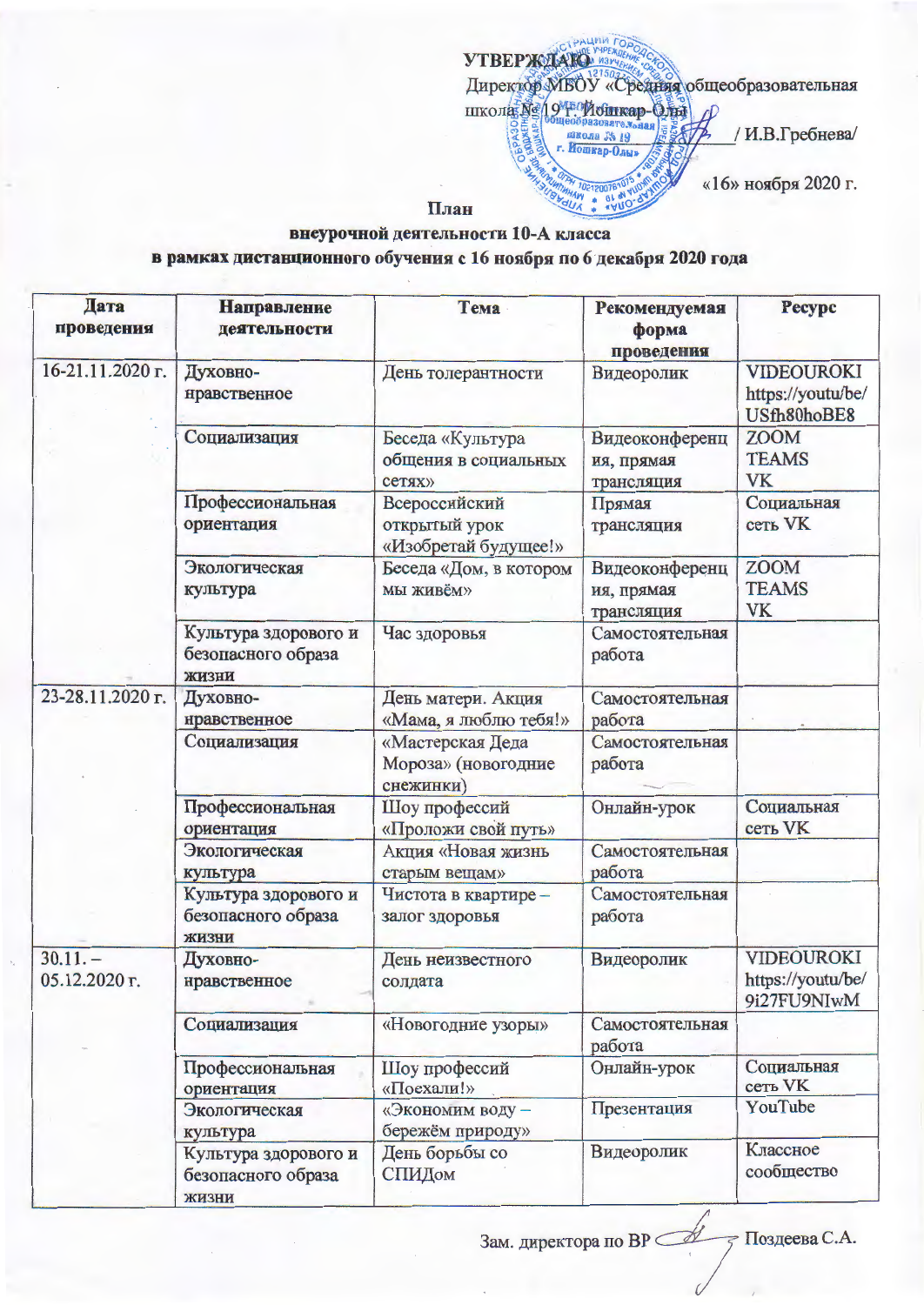УТВЕРЖДАЮ
Директор МБОУ «Средняя общеобразовательная школа № 19 г. Йошкар-Олы»
/ И.В.Гребнева/
«16» ноября 2020 г.

**План**
**внеурочной деятельности 10-А класса**
**в рамках дистанционного обучения с 16 ноября по 6 декабря 2020 года**

| Дата проведения | Направление деятельности | Тема | Рекомендуемая форма проведения | Ресурс |
|---|---|---|---|---|
| 16-21.11.2020 г. | Духовно-нравственное | День толерантности | Видеоролик | VIDEOUROKI https://youtu/be/USfh80hoBE8 |
| | Социализация | Беседа «Культура общения в социальных сетях» | Видеоконференция, прямая трансляция | ZOOM TEAMS VK |
| | Профессиональная ориентация | Всероссийский открытый урок «Изобретай будущее!» | Прямая трансляция | Социальная сеть VK |
| | Экологическая культура | Беседа «Дом, в котором мы живём» | Видеоконференция, прямая трансляция | ZOOM TEAMS VK |
| | Культура здорового и безопасного образа жизни | Час здоровья | Самостоятельная работа | |
| 23-28.11.2020 г. | Духовно-нравственное | День матери. Акция «Мама, я люблю тебя!» | Самостоятельная работа | |
| | Социализация | «Мастерская Деда Мороза» (новогодние снежинки) | Самостоятельная работа | |
| | Профессиональная ориентация | Шоу профессий «Проложи свой путь» | Онлайн-урок | Социальная сеть VK |
| | Экологическая культура | Акция «Новая жизнь старым вещам» | Самостоятельная работа | |
| | Культура здорового и безопасного образа жизни | Чистота в квартире – залог здоровья | Самостоятельная работа | |
| 30.11. – 05.12.2020 г. | Духовно-нравственное | День неизвестного солдата | Видеоролик | VIDEOUROKI https://youtu/be/9i27FU9NIwM |
| | Социализация | «Новогодние узоры» | Самостоятельная работа | |
| | Профессиональная ориентация | Шоу профессий «Поехали!» | Онлайн-урок | Социальная сеть VK |
| | Экологическая культура | «Экономим воду – бережём природу» | Презентация | YouTube |
| | Культура здорового и безопасного образа жизни | День борьбы со СПИДом | Видеоролик | Классное сообщество |

Зам. директора по ВР Поздеева С.А.